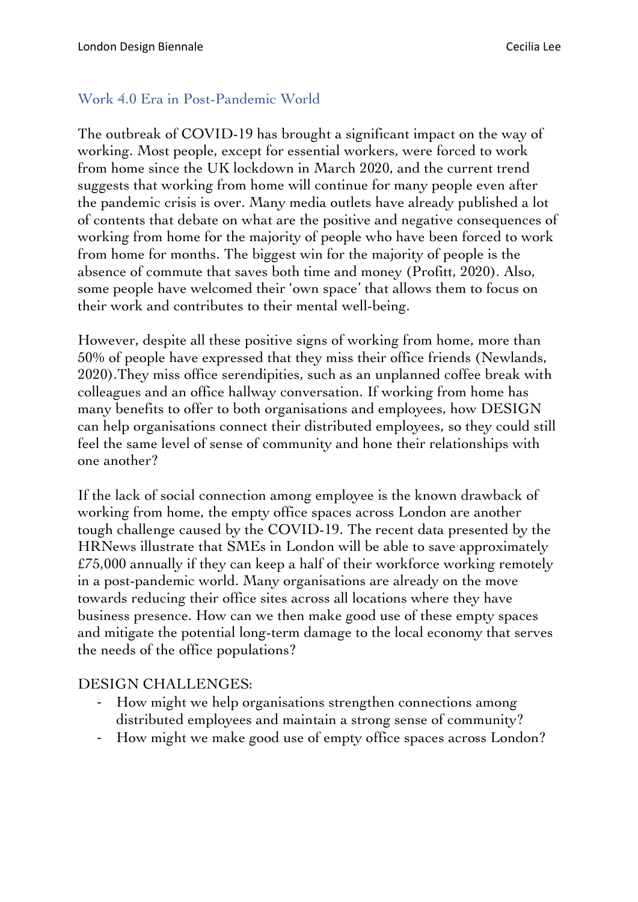## Work 4.0 Era in Post-Pandemic World

The outbreak of COVID-19 has brought a significant impact on the way of working. Most people, except for essential workers, were forced to work from home since the UK lockdown in March 2020, and the current trend suggests that working from home will continue for many people even after the pandemic crisis is over. Many media outlets have already published a lot of contents that debate on what are the positive and negative consequences of working from home for the majority of people who have been forced to work from home for months. The biggest win for the majority of people is the absence of commute that saves both time and money (Profitt, 2020). Also, some people have welcomed their 'own space' that allows them to focus on their work and contributes to their mental well-being.

However, despite all these positive signs of working from home, more than 50% of people have expressed that they miss their office friends (Newlands, 2020).They miss office serendipities, such as an unplanned coffee break with colleagues and an office hallway conversation. If working from home has many benefits to offer to both organisations and employees, how DESIGN can help organisations connect their distributed employees, so they could still feel the same level of sense of community and hone their relationships with one another?

If the lack of social connection among employee is the known drawback of working from home, the empty office spaces across London are another tough challenge caused by the COVID-19. The recent data presented by the HRNews illustrate that SMEs in London will be able to save approximately £75,000 annually if they can keep a half of their workforce working remotely in a post-pandemic world. Many organisations are already on the move towards reducing their office sites across all locations where they have business presence. How can we then make good use of these empty spaces and mitigate the potential long-term damage to the local economy that serves the needs of the office populations?

DESIGN CHALLENGES:

- How might we help organisations strengthen connections among distributed employees and maintain a strong sense of community?
- How might we make good use of empty office spaces across London?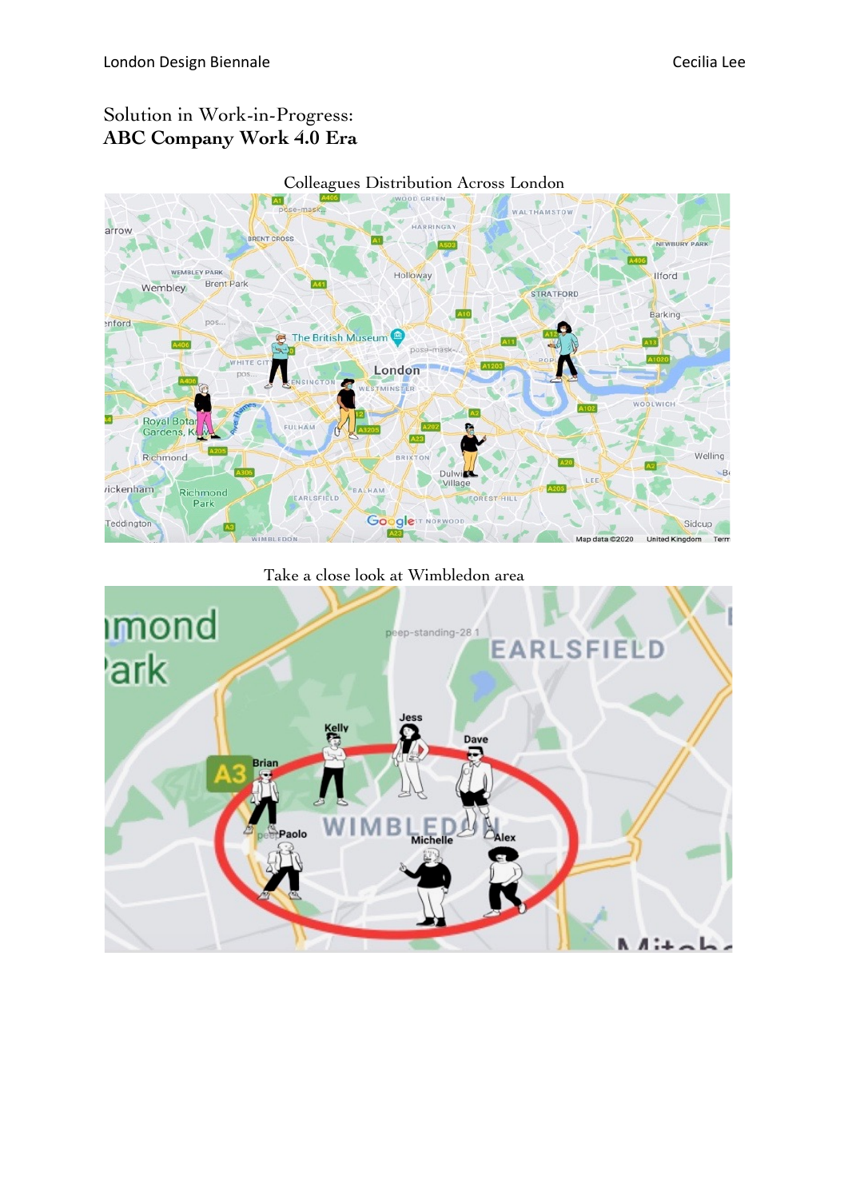Solution in Work-in-Progress:
**ABC Company Work 4.0 Era**

Colleagues Distribution Across London

Take a close look at Wimbledon area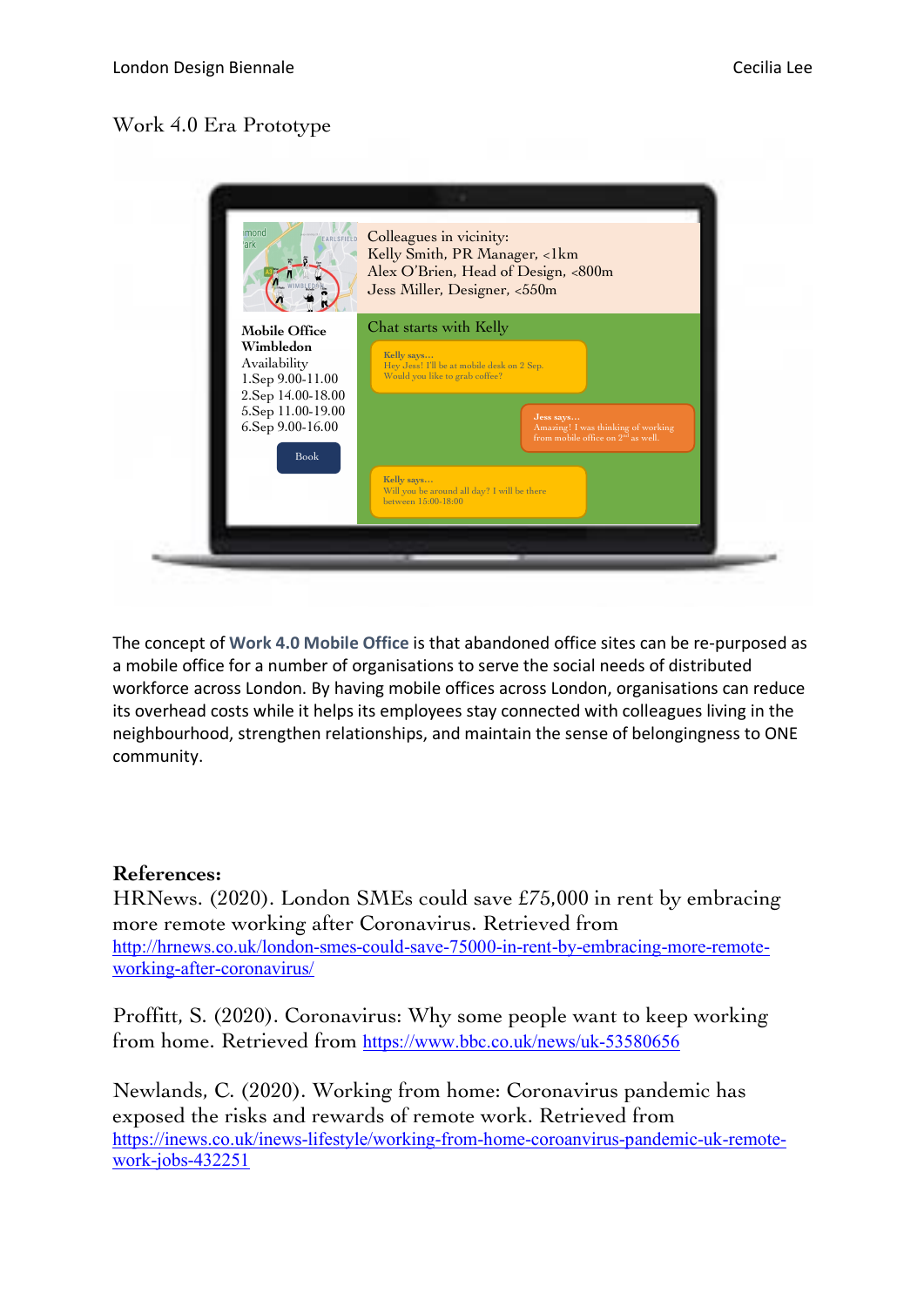## Work 4.0 Era Prototype

Colleagues in vicinity:
Kelly Smith, PR Manager, <1km
Alex O'Brien, Head of Design, <800m
Jess Miller, Designer, <550m

Mobile Office Wimbledon
Availability
1.Sep 9.00-11.00
2.Sep 14.00-18.00
5.Sep 11.00-19.00
6.Sep 9.00-16.00

Book

Chat starts with Kelly

Kelly says…
Hey Jess! I'll be at mobile desk on 2 Sep. Would you like to grab coffee?

Jess says…
Amazing! I was thinking of working from mobile office on 2nd as well.

Kelly says…
Will you be around all day? I will be there between 15:00-18:00

The concept of **Work 4.0 Mobile Office** is that abandoned office sites can be re-purposed as a mobile office for a number of organisations to serve the social needs of distributed workforce across London. By having mobile offices across London, organisations can reduce its overhead costs while it helps its employees stay connected with colleagues living in the neighbourhood, strengthen relationships, and maintain the sense of belongingness to ONE community.

**References:**

HRNews. (2020). London SMEs could save £75,000 in rent by embracing more remote working after Coronavirus. Retrieved from http://hrnews.co.uk/london-smes-could-save-75000-in-rent-by-embracing-more-remote-working-after-coronavirus/

Proffitt, S. (2020). Coronavirus: Why some people want to keep working from home. Retrieved from https://www.bbc.co.uk/news/uk-53580656

Newlands, C. (2020). Working from home: Coronavirus pandemic has exposed the risks and rewards of remote work. Retrieved from https://inews.co.uk/inews-lifestyle/working-from-home-coroanvirus-pandemic-uk-remote-work-jobs-432251